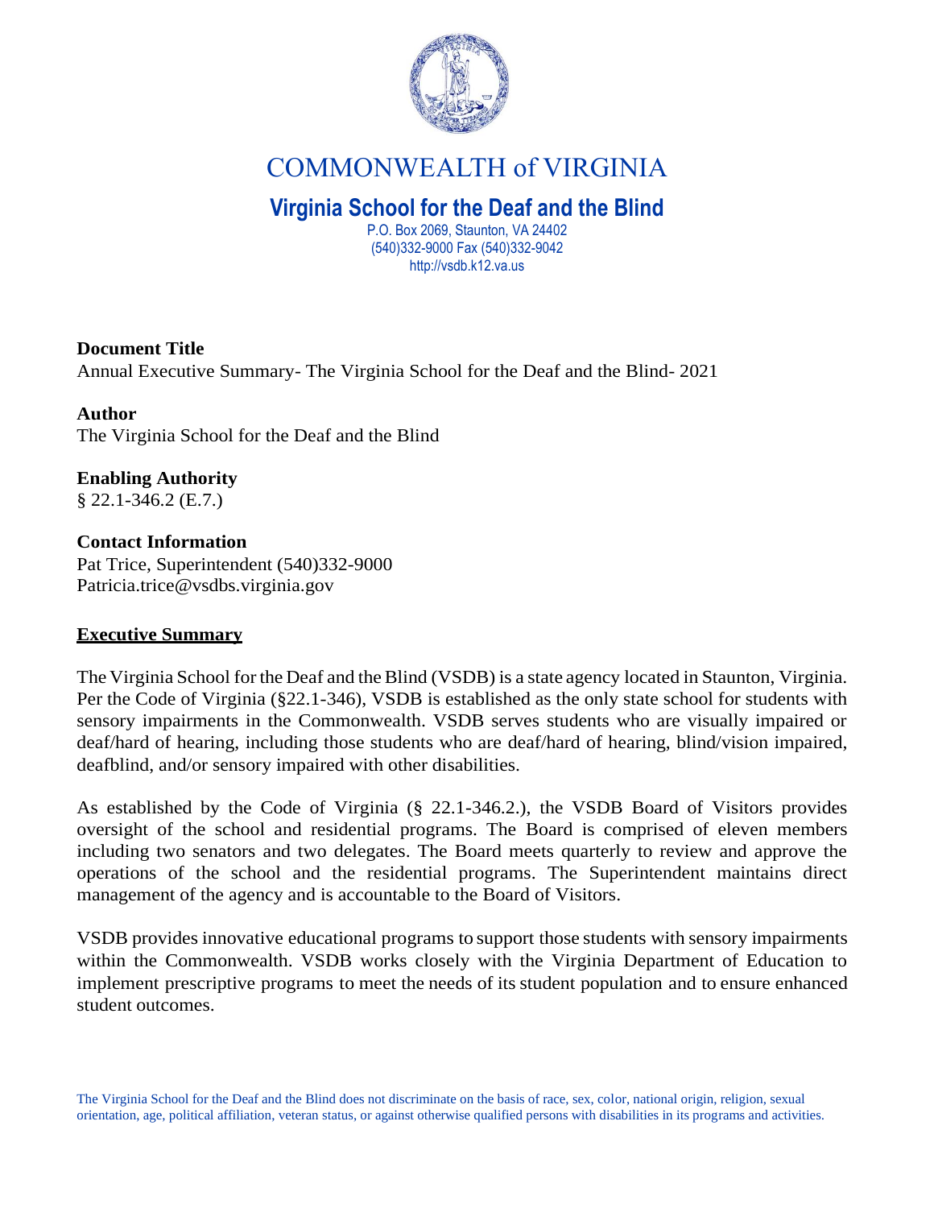# COMMONWEALTH of VIRGINIA

## Virginia School for the Deaf and the Blind

P.O. Box 2069, Staunton, VA 24402
(540)332-9000 Fax (540)332-9042
http://vsdb.k12.va.us

**Document Title**
Annual Executive Summary- The Virginia School for the Deaf and the Blind- 2021

**Author**
The Virginia School for the Deaf and the Blind

**Enabling Authority**
§ 22.1-346.2 (E.7.)

**Contact Information**
Pat Trice, Superintendent (540)332-9000
Patricia.trice@vsdbs.virginia.gov

**Executive Summary**

The Virginia School for the Deaf and the Blind (VSDB) is a state agency located in Staunton, Virginia. Per the Code of Virginia (§22.1-346), VSDB is established as the only state school for students with sensory impairments in the Commonwealth. VSDB serves students who are visually impaired or deaf/hard of hearing, including those students who are deaf/hard of hearing, blind/vision impaired, deafblind, and/or sensory impaired with other disabilities.

As established by the Code of Virginia (§ 22.1-346.2.), the VSDB Board of Visitors provides oversight of the school and residential programs. The Board is comprised of eleven members including two senators and two delegates. The Board meets quarterly to review and approve the operations of the school and the residential programs. The Superintendent maintains direct management of the agency and is accountable to the Board of Visitors.

VSDB provides innovative educational programs to support those students with sensory impairments within the Commonwealth. VSDB works closely with the Virginia Department of Education to implement prescriptive programs to meet the needs of its student population and to ensure enhanced student outcomes.

The Virginia School for the Deaf and the Blind does not discriminate on the basis of race, sex, color, national origin, religion, sexual orientation, age, political affiliation, veteran status, or against otherwise qualified persons with disabilities in its programs and activities.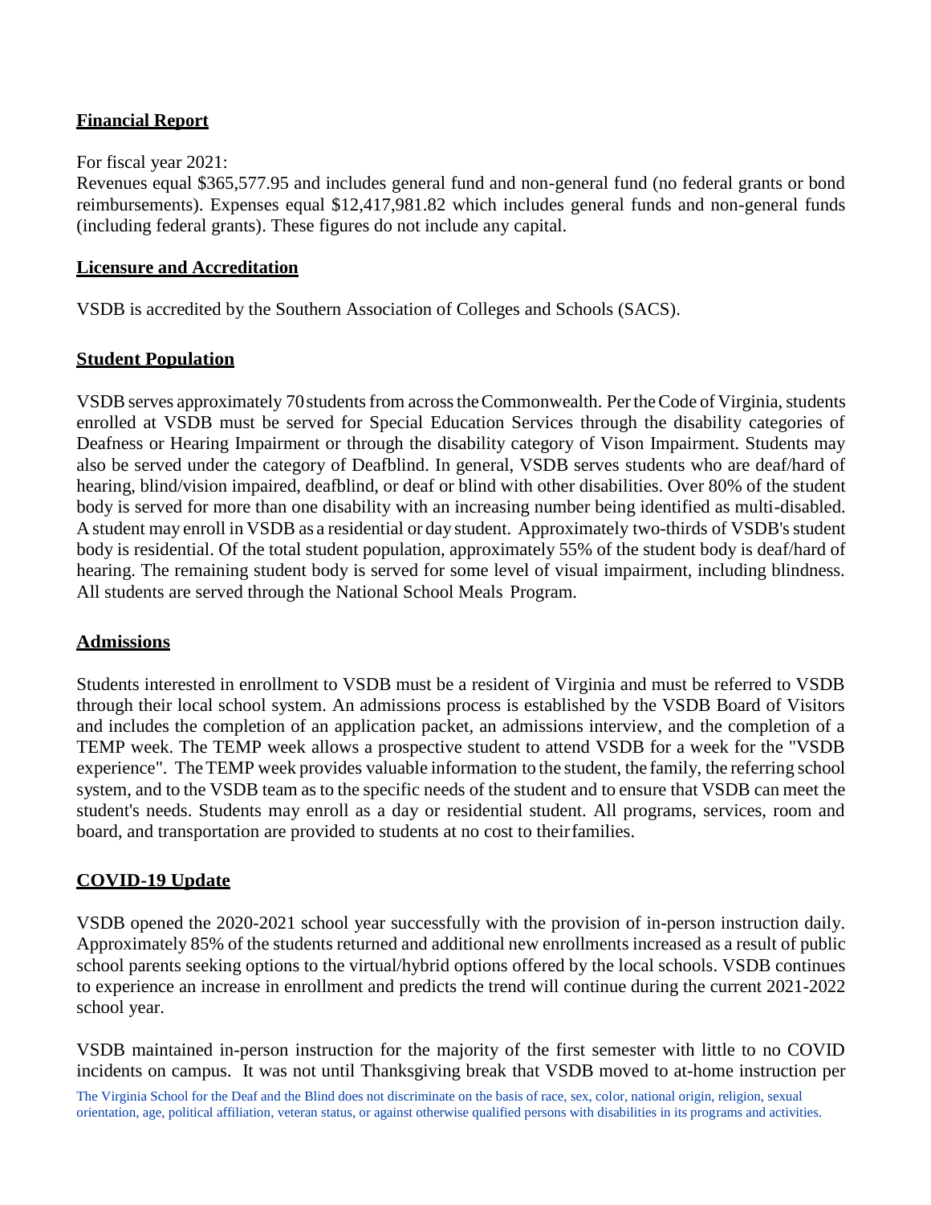**Financial Report**

For fiscal year 2021:
Revenues equal $365,577.95 and includes general fund and non-general fund (no federal grants or bond reimbursements). Expenses equal $12,417,981.82 which includes general funds and non-general funds (including federal grants). These figures do not include any capital.

**Licensure and Accreditation**

VSDB is accredited by the Southern Association of Colleges and Schools (SACS).

**Student Population**

VSDB serves approximately 70 students from across the Commonwealth. Per the Code of Virginia, students enrolled at VSDB must be served for Special Education Services through the disability categories of Deafness or Hearing Impairment or through the disability category of Vison Impairment. Students may also be served under the category of Deafblind. In general, VSDB serves students who are deaf/hard of hearing, blind/vision impaired, deafblind, or deaf or blind with other disabilities. Over 80% of the student body is served for more than one disability with an increasing number being identified as multi-disabled. A student may enroll in VSDB as a residential or day student. Approximately two-thirds of VSDB's student body is residential. Of the total student population, approximately 55% of the student body is deaf/hard of hearing. The remaining student body is served for some level of visual impairment, including blindness. All students are served through the National School Meals Program.

**Admissions**

Students interested in enrollment to VSDB must be a resident of Virginia and must be referred to VSDB through their local school system. An admissions process is established by the VSDB Board of Visitors and includes the completion of an application packet, an admissions interview, and the completion of a TEMP week. The TEMP week allows a prospective student to attend VSDB for a week for the "VSDB experience". The TEMP week provides valuable information to the student, the family, the referring school system, and to the VSDB team as to the specific needs of the student and to ensure that VSDB can meet the student's needs. Students may enroll as a day or residential student. All programs, services, room and board, and transportation are provided to students at no cost to their families.

**COVID-19 Update**

VSDB opened the 2020-2021 school year successfully with the provision of in-person instruction daily. Approximately 85% of the students returned and additional new enrollments increased as a result of public school parents seeking options to the virtual/hybrid options offered by the local schools. VSDB continues to experience an increase in enrollment and predicts the trend will continue during the current 2021-2022 school year.

VSDB maintained in-person instruction for the majority of the first semester with little to no COVID incidents on campus. It was not until Thanksgiving break that VSDB moved to at-home instruction per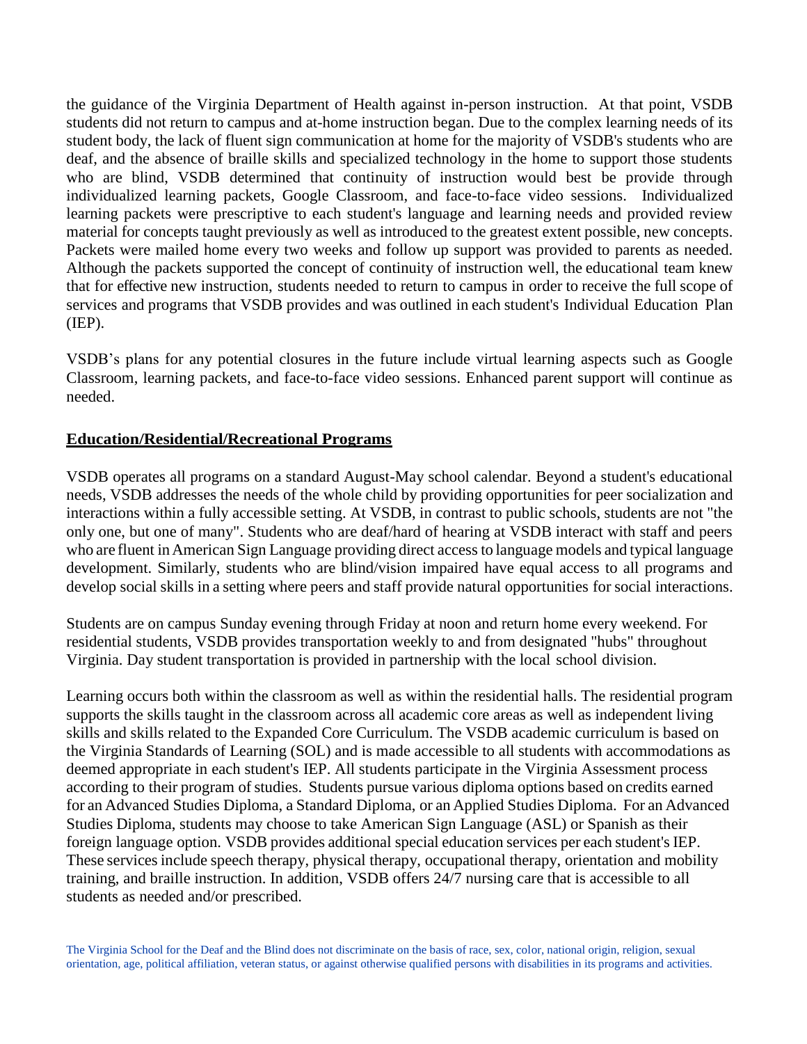the guidance of the Virginia Department of Health against in-person instruction. At that point, VSDB students did not return to campus and at-home instruction began. Due to the complex learning needs of its student body, the lack of fluent sign communication at home for the majority of VSDB's students who are deaf, and the absence of braille skills and specialized technology in the home to support those students who are blind, VSDB determined that continuity of instruction would best be provide through individualized learning packets, Google Classroom, and face-to-face video sessions. Individualized learning packets were prescriptive to each student's language and learning needs and provided review material for concepts taught previously as well as introduced to the greatest extent possible, new concepts. Packets were mailed home every two weeks and follow up support was provided to parents as needed. Although the packets supported the concept of continuity of instruction well, the educational team knew that for effective new instruction, students needed to return to campus in order to receive the full scope of services and programs that VSDB provides and was outlined in each student's Individual Education Plan (IEP).

VSDB's plans for any potential closures in the future include virtual learning aspects such as Google Classroom, learning packets, and face-to-face video sessions. Enhanced parent support will continue as needed.

## Education/Residential/Recreational Programs

VSDB operates all programs on a standard August-May school calendar. Beyond a student's educational needs, VSDB addresses the needs of the whole child by providing opportunities for peer socialization and interactions within a fully accessible setting. At VSDB, in contrast to public schools, students are not "the only one, but one of many". Students who are deaf/hard of hearing at VSDB interact with staff and peers who are fluent in American Sign Language providing direct access to language models and typical language development. Similarly, students who are blind/vision impaired have equal access to all programs and develop social skills in a setting where peers and staff provide natural opportunities for social interactions.

Students are on campus Sunday evening through Friday at noon and return home every weekend. For residential students, VSDB provides transportation weekly to and from designated "hubs" throughout Virginia. Day student transportation is provided in partnership with the local school division.

Learning occurs both within the classroom as well as within the residential halls. The residential program supports the skills taught in the classroom across all academic core areas as well as independent living skills and skills related to the Expanded Core Curriculum. The VSDB academic curriculum is based on the Virginia Standards of Learning (SOL) and is made accessible to all students with accommodations as deemed appropriate in each student's IEP. All students participate in the Virginia Assessment process according to their program of studies. Students pursue various diploma options based on credits earned for an Advanced Studies Diploma, a Standard Diploma, or an Applied Studies Diploma. For an Advanced Studies Diploma, students may choose to take American Sign Language (ASL) or Spanish as their foreign language option. VSDB provides additional special education services per each student's IEP. These services include speech therapy, physical therapy, occupational therapy, orientation and mobility training, and braille instruction. In addition, VSDB offers 24/7 nursing care that is accessible to all students as needed and/or prescribed.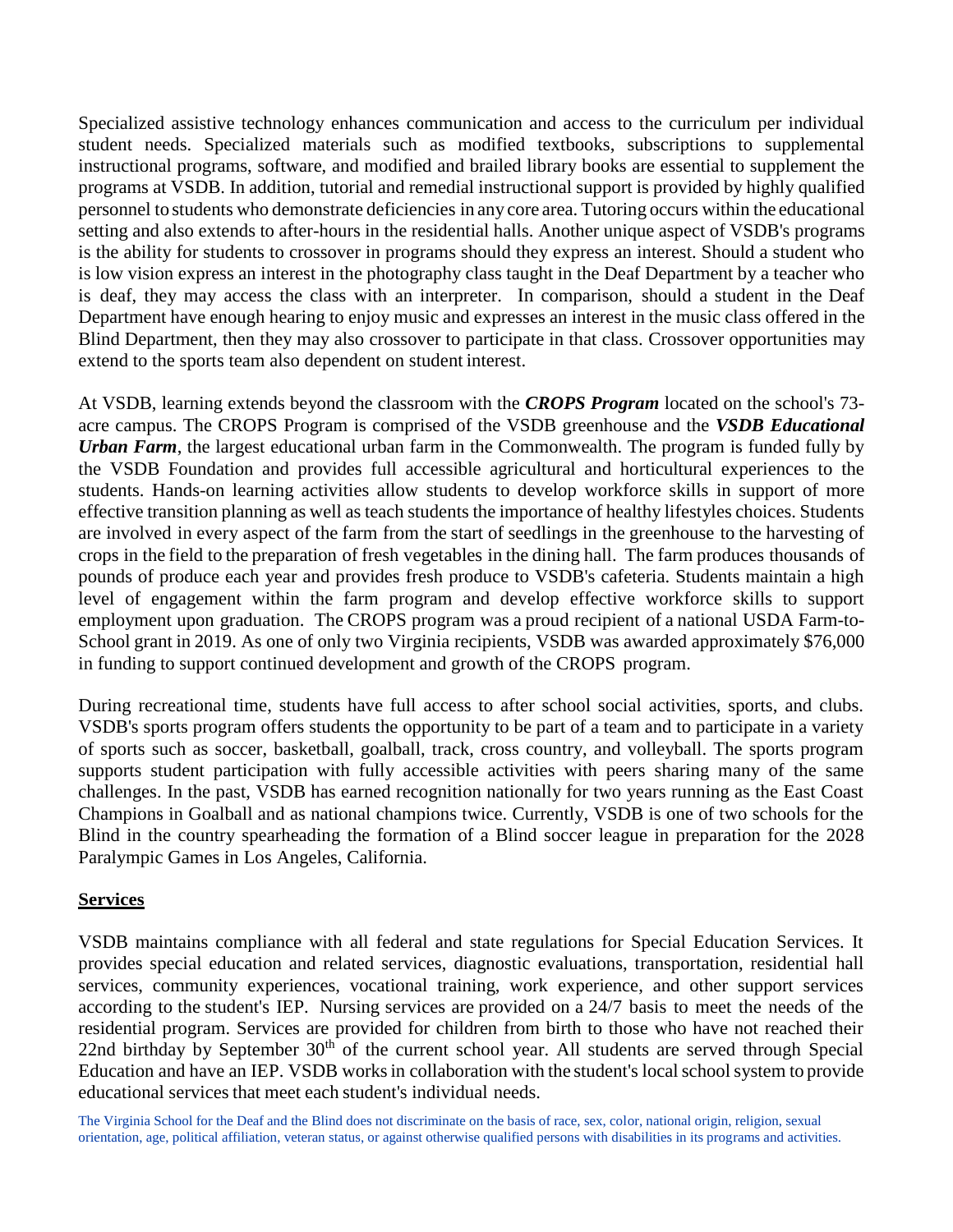Specialized assistive technology enhances communication and access to the curriculum per individual student needs. Specialized materials such as modified textbooks, subscriptions to supplemental instructional programs, software, and modified and brailed library books are essential to supplement the programs at VSDB. In addition, tutorial and remedial instructional support is provided by highly qualified personnel to students who demonstrate deficiencies in any core area. Tutoring occurs within the educational setting and also extends to after-hours in the residential halls. Another unique aspect of VSDB's programs is the ability for students to crossover in programs should they express an interest. Should a student who is low vision express an interest in the photography class taught in the Deaf Department by a teacher who is deaf, they may access the class with an interpreter. In comparison, should a student in the Deaf Department have enough hearing to enjoy music and expresses an interest in the music class offered in the Blind Department, then they may also crossover to participate in that class. Crossover opportunities may extend to the sports team also dependent on student interest.

At VSDB, learning extends beyond the classroom with the ***CROPS Program*** located on the school's 73-acre campus. The CROPS Program is comprised of the VSDB greenhouse and the ***VSDB Educational Urban Farm***, the largest educational urban farm in the Commonwealth. The program is funded fully by the VSDB Foundation and provides full accessible agricultural and horticultural experiences to the students. Hands-on learning activities allow students to develop workforce skills in support of more effective transition planning as well as teach students the importance of healthy lifestyles choices. Students are involved in every aspect of the farm from the start of seedlings in the greenhouse to the harvesting of crops in the field to the preparation of fresh vegetables in the dining hall. The farm produces thousands of pounds of produce each year and provides fresh produce to VSDB's cafeteria. Students maintain a high level of engagement within the farm program and develop effective workforce skills to support employment upon graduation. The CROPS program was a proud recipient of a national USDA Farm-to-School grant in 2019. As one of only two Virginia recipients, VSDB was awarded approximately $76,000 in funding to support continued development and growth of the CROPS program.

During recreational time, students have full access to after school social activities, sports, and clubs. VSDB's sports program offers students the opportunity to be part of a team and to participate in a variety of sports such as soccer, basketball, goalball, track, cross country, and volleyball. The sports program supports student participation with fully accessible activities with peers sharing many of the same challenges. In the past, VSDB has earned recognition nationally for two years running as the East Coast Champions in Goalball and as national champions twice. Currently, VSDB is one of two schools for the Blind in the country spearheading the formation of a Blind soccer league in preparation for the 2028 Paralympic Games in Los Angeles, California.

## Services

VSDB maintains compliance with all federal and state regulations for Special Education Services. It provides special education and related services, diagnostic evaluations, transportation, residential hall services, community experiences, vocational training, work experience, and other support services according to the student's IEP. Nursing services are provided on a 24/7 basis to meet the needs of the residential program. Services are provided for children from birth to those who have not reached their 22nd birthday by September 30th of the current school year. All students are served through Special Education and have an IEP. VSDB works in collaboration with the student's local school system to provide educational services that meet each student's individual needs.

The Virginia School for the Deaf and the Blind does not discriminate on the basis of race, sex, color, national origin, religion, sexual orientation, age, political affiliation, veteran status, or against otherwise qualified persons with disabilities in its programs and activities.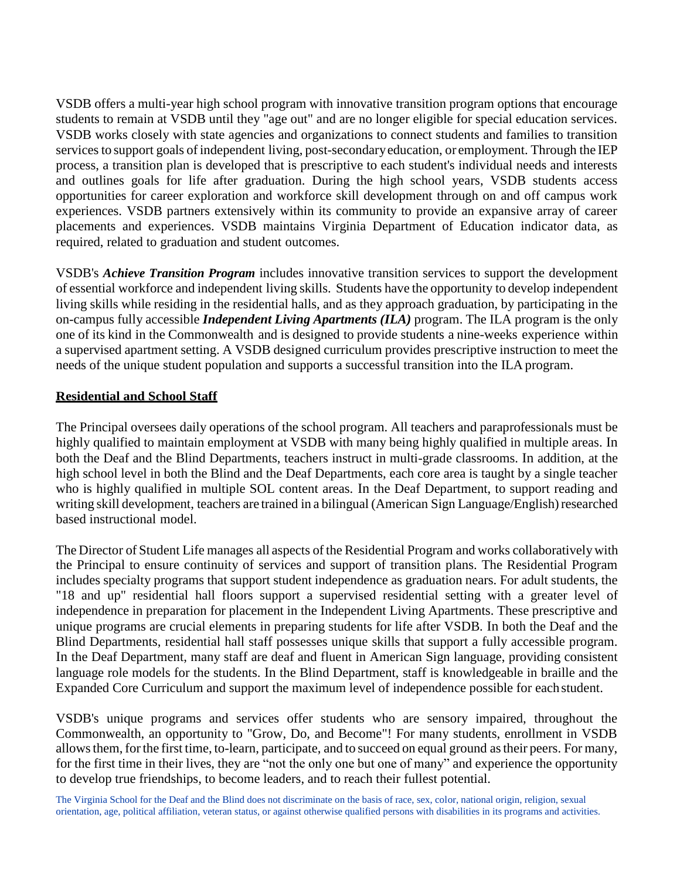VSDB offers a multi-year high school program with innovative transition program options that encourage students to remain at VSDB until they "age out" and are no longer eligible for special education services. VSDB works closely with state agencies and organizations to connect students and families to transition services to support goals of independent living, post-secondary education, or employment. Through the IEP process, a transition plan is developed that is prescriptive to each student's individual needs and interests and outlines goals for life after graduation. During the high school years, VSDB students access opportunities for career exploration and workforce skill development through on and off campus work experiences. VSDB partners extensively within its community to provide an expansive array of career placements and experiences. VSDB maintains Virginia Department of Education indicator data, as required, related to graduation and student outcomes.

VSDB's ***Achieve Transition Program*** includes innovative transition services to support the development of essential workforce and independent living skills. Students have the opportunity to develop independent living skills while residing in the residential halls, and as they approach graduation, by participating in the on-campus fully accessible ***Independent Living Apartments (ILA)*** program. The ILA program is the only one of its kind in the Commonwealth and is designed to provide students a nine-weeks experience within a supervised apartment setting. A VSDB designed curriculum provides prescriptive instruction to meet the needs of the unique student population and supports a successful transition into the ILA program.

**Residential and School Staff**

The Principal oversees daily operations of the school program. All teachers and paraprofessionals must be highly qualified to maintain employment at VSDB with many being highly qualified in multiple areas. In both the Deaf and the Blind Departments, teachers instruct in multi-grade classrooms. In addition, at the high school level in both the Blind and the Deaf Departments, each core area is taught by a single teacher who is highly qualified in multiple SOL content areas. In the Deaf Department, to support reading and writing skill development, teachers are trained in a bilingual (American Sign Language/English) researched based instructional model.

The Director of Student Life manages all aspects of the Residential Program and works collaboratively with the Principal to ensure continuity of services and support of transition plans. The Residential Program includes specialty programs that support student independence as graduation nears. For adult students, the "18 and up" residential hall floors support a supervised residential setting with a greater level of independence in preparation for placement in the Independent Living Apartments. These prescriptive and unique programs are crucial elements in preparing students for life after VSDB. In both the Deaf and the Blind Departments, residential hall staff possesses unique skills that support a fully accessible program. In the Deaf Department, many staff are deaf and fluent in American Sign language, providing consistent language role models for the students. In the Blind Department, staff is knowledgeable in braille and the Expanded Core Curriculum and support the maximum level of independence possible for each student.

VSDB's unique programs and services offer students who are sensory impaired, throughout the Commonwealth, an opportunity to "Grow, Do, and Become"! For many students, enrollment in VSDB allows them, for the first time, to learn, participate, and to succeed on equal ground as their peers. For many, for the first time in their lives, they are "not the only one but one of many" and experience the opportunity to develop true friendships, to become leaders, and to reach their fullest potential.

The Virginia School for the Deaf and the Blind does not discriminate on the basis of race, sex, color, national origin, religion, sexual orientation, age, political affiliation, veteran status, or against otherwise qualified persons with disabilities in its programs and activities.